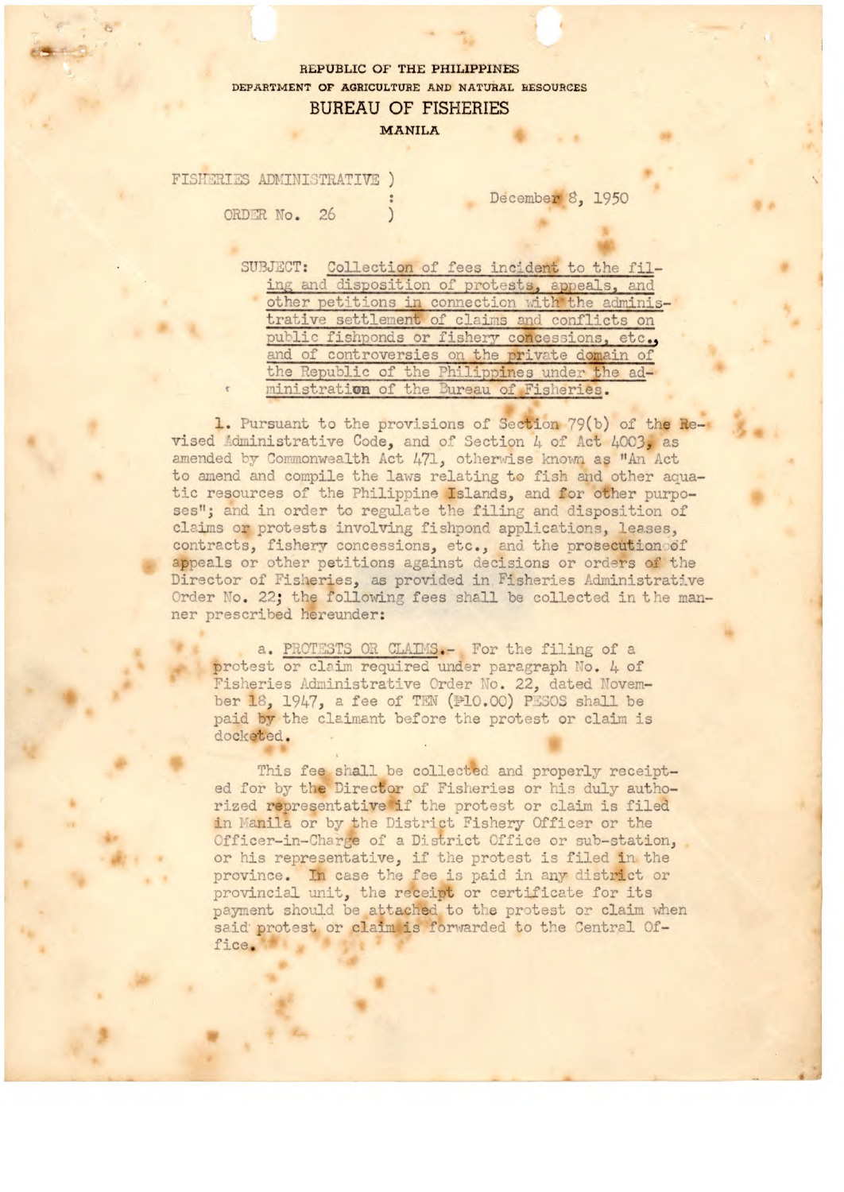REPUBLIC OF THE PHILIPPINES
DEPARTMENT OF AGRICULTURE AND NATURAL RESOURCES

# BUREAU OF FISHERIES

MANILA

FISHERIES ADMINISTRATIVE ORDER No. 26

December 8, 1950

SUBJECT: Collection of fees incident to the filing and disposition of protests, appeals, and other petitions in connection with the administrative settlement of claims and conflicts on public fishponds or fishery concessions, etc., and of controversies on the private domain of the Republic of the Philippines under the administration of the Bureau of Fisheries.

1. Pursuant to the provisions of Section 79(b) of the Revised Administrative Code, and of Section 4 of Act 4003, as amended by Commonwealth Act 471, otherwise known as "An Act to amend and compile the laws relating to fish and other aquatic resources of the Philippine Islands, and for other purposes"; and in order to regulate the filing and disposition of claims or protests involving fishpond applications, leases, contracts, fishery concessions, etc., and the prosecution of appeals or other petitions against decisions or orders of the Director of Fisheries, as provided in Fisheries Administrative Order No. 22; the following fees shall be collected in the manner prescribed hereunder:

a. PROTESTS OR CLAIMS.- For the filing of a protest or claim required under paragraph No. 4 of Fisheries Administrative Order No. 22, dated November 18, 1947, a fee of TEN (₱10.00) PESOS shall be paid by the claimant before the protest or claim is docketed.

This fee shall be collected and properly receipted for by the Director of Fisheries or his duly authorized representative if the protest or claim is filed in Manila or by the District Fishery Officer or the Officer-in-Charge of a District Office or sub-station, or his representative, if the protest is filed in the province. In case the fee is paid in any district or provincial unit, the receipt or certificate for its payment should be attached to the protest or claim when said protest or claim is forwarded to the Central Office.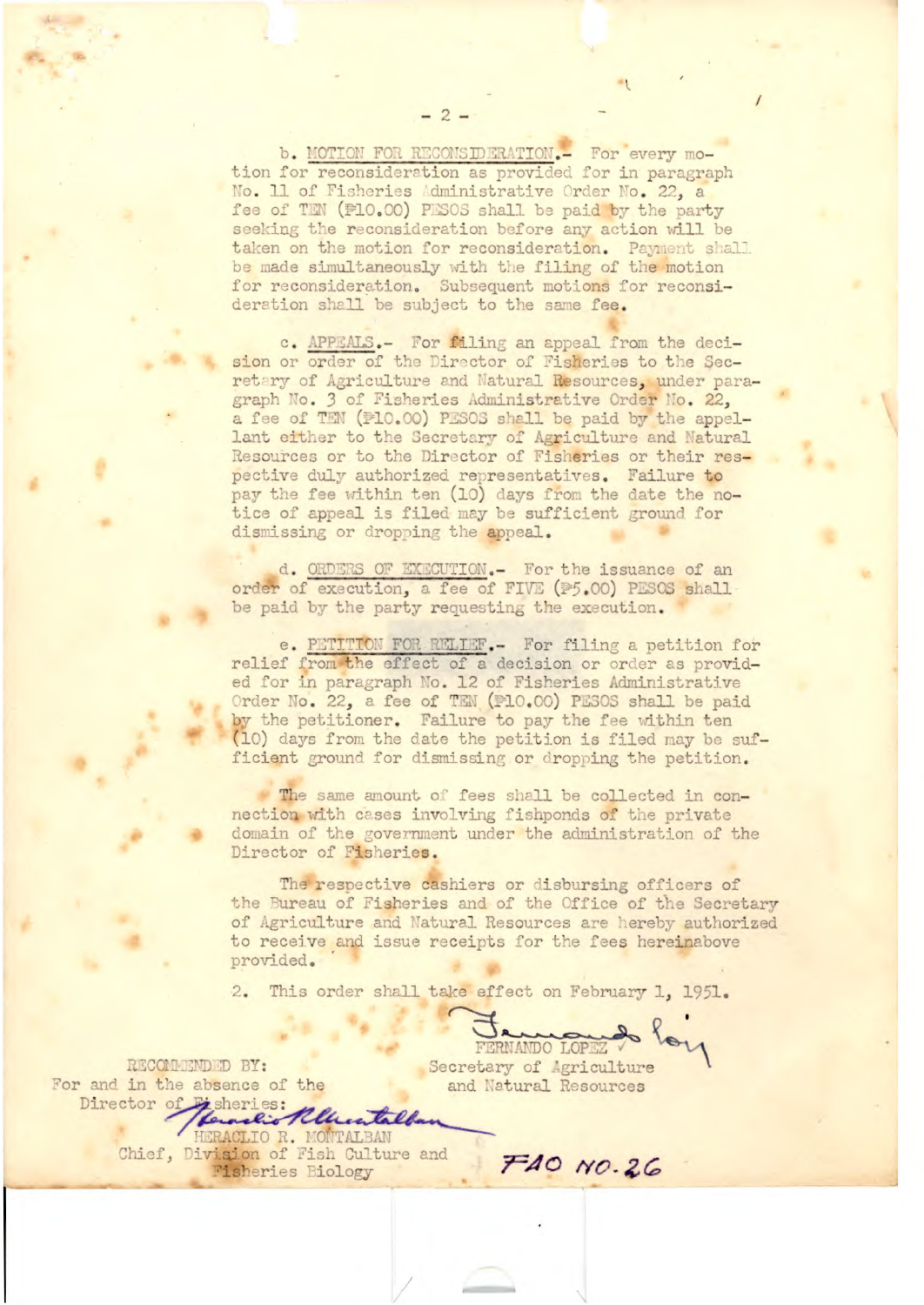b. MOTION FOR RECONSIDERATION.- For every motion for reconsideration as provided for in paragraph No. 11 of Fisheries Administrative Order No. 22, a fee of TEN (₱10.00) PESOS shall be paid by the party seeking the reconsideration before any action will be taken on the motion for reconsideration. Payment shall be made simultaneously with the filing of the motion for reconsideration. Subsequent motions for reconsideration shall be subject to the same fee.

c. APPEALS.- For filing an appeal from the decision or order of the Director of Fisheries to the Secretary of Agriculture and Natural Resources, under paragraph No. 3 of Fisheries Administrative Order No. 22, a fee of TEN (₱10.00) PESOS shall be paid by the appellant either to the Secretary of Agriculture and Natural Resources or to the Director of Fisheries or their respective duly authorized representatives. Failure to pay the fee within ten (10) days from the date the notice of appeal is filed may be sufficient ground for dismissing or dropping the appeal.

d. ORDERS OF EXECUTION.- For the issuance of an order of execution, a fee of FIVE (₱5.00) PESOS shall be paid by the party requesting the execution.

e. PETITION FOR RELIEF.- For filing a petition for relief from the effect of a decision or order as provided for in paragraph No. 12 of Fisheries Administrative Order No. 22, a fee of TEN (₱10.00) PESOS shall be paid by the petitioner. Failure to pay the fee within ten (10) days from the date the petition is filed may be sufficient ground for dismissing or dropping the petition.

The same amount of fees shall be collected in connection with cases involving fishponds of the private domain of the government under the administration of the Director of Fisheries.

The respective cashiers or disbursing officers of the Bureau of Fisheries and of the Office of the Secretary of Agriculture and Natural Resources are hereby authorized to receive and issue receipts for the fees hereinabove provided.

2. This order shall take effect on February 1, 1951.

FERNANDO LOPEZ
Secretary of Agriculture
and Natural Resources

RECOMMENDED BY:
For and in the absence of the
Director of Fisheries:

HERACLIO R. MONTALBAN
Chief, Division of Fish Culture and
Fisheries Biology

FAO NO. 26